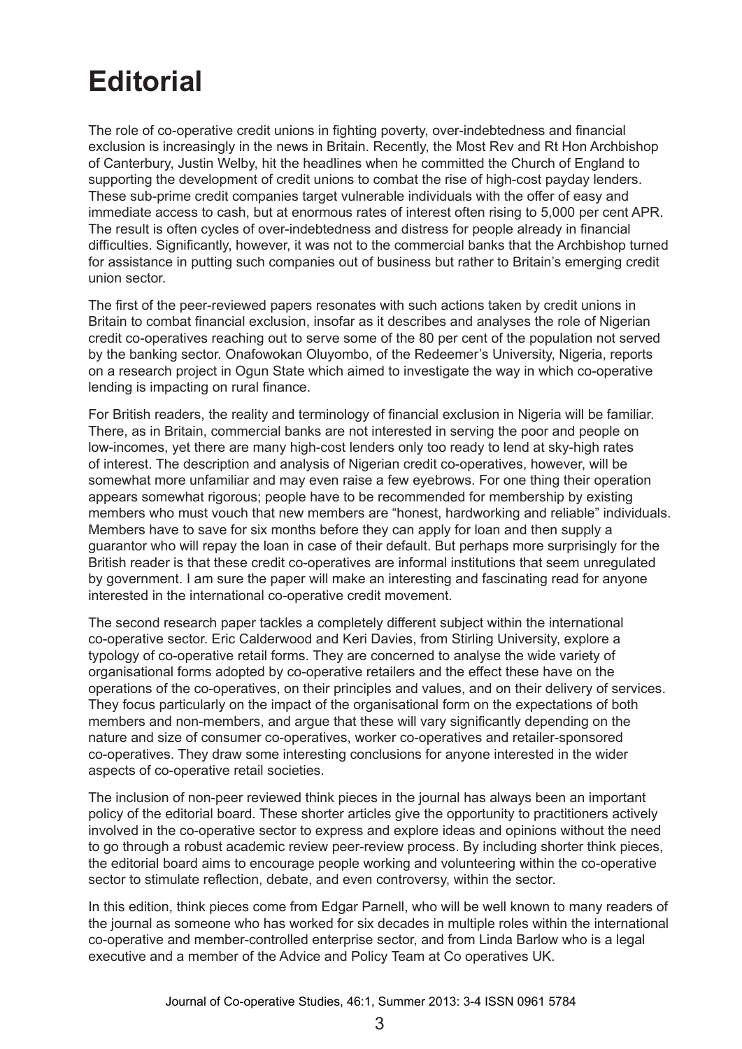# Editorial

The role of co-operative credit unions in fighting poverty, over-indebtedness and financial exclusion is increasingly in the news in Britain. Recently, the Most Rev and Rt Hon Archbishop of Canterbury, Justin Welby, hit the headlines when he committed the Church of England to supporting the development of credit unions to combat the rise of high-cost payday lenders. These sub-prime credit companies target vulnerable individuals with the offer of easy and immediate access to cash, but at enormous rates of interest often rising to 5,000 per cent APR. The result is often cycles of over-indebtedness and distress for people already in financial difficulties. Significantly, however, it was not to the commercial banks that the Archbishop turned for assistance in putting such companies out of business but rather to Britain's emerging credit union sector.

The first of the peer-reviewed papers resonates with such actions taken by credit unions in Britain to combat financial exclusion, insofar as it describes and analyses the role of Nigerian credit co-operatives reaching out to serve some of the 80 per cent of the population not served by the banking sector. Onafowokan Oluyombo, of the Redeemer's University, Nigeria, reports on a research project in Ogun State which aimed to investigate the way in which co-operative lending is impacting on rural finance.

For British readers, the reality and terminology of financial exclusion in Nigeria will be familiar. There, as in Britain, commercial banks are not interested in serving the poor and people on low-incomes, yet there are many high-cost lenders only too ready to lend at sky-high rates of interest. The description and analysis of Nigerian credit co-operatives, however, will be somewhat more unfamiliar and may even raise a few eyebrows. For one thing their operation appears somewhat rigorous; people have to be recommended for membership by existing members who must vouch that new members are "honest, hardworking and reliable" individuals. Members have to save for six months before they can apply for loan and then supply a guarantor who will repay the loan in case of their default. But perhaps more surprisingly for the British reader is that these credit co-operatives are informal institutions that seem unregulated by government. I am sure the paper will make an interesting and fascinating read for anyone interested in the international co-operative credit movement.

The second research paper tackles a completely different subject within the international co-operative sector. Eric Calderwood and Keri Davies, from Stirling University, explore a typology of co-operative retail forms. They are concerned to analyse the wide variety of organisational forms adopted by co-operative retailers and the effect these have on the operations of the co-operatives, on their principles and values, and on their delivery of services. They focus particularly on the impact of the organisational form on the expectations of both members and non-members, and argue that these will vary significantly depending on the nature and size of consumer co-operatives, worker co-operatives and retailer-sponsored co-operatives. They draw some interesting conclusions for anyone interested in the wider aspects of co-operative retail societies.

The inclusion of non-peer reviewed think pieces in the journal has always been an important policy of the editorial board. These shorter articles give the opportunity to practitioners actively involved in the co-operative sector to express and explore ideas and opinions without the need to go through a robust academic review peer-review process. By including shorter think pieces, the editorial board aims to encourage people working and volunteering within the co-operative sector to stimulate reflection, debate, and even controversy, within the sector.

In this edition, think pieces come from Edgar Parnell, who will be well known to many readers of the journal as someone who has worked for six decades in multiple roles within the international co-operative and member-controlled enterprise sector, and from Linda Barlow who is a legal executive and a member of the Advice and Policy Team at Co operatives UK.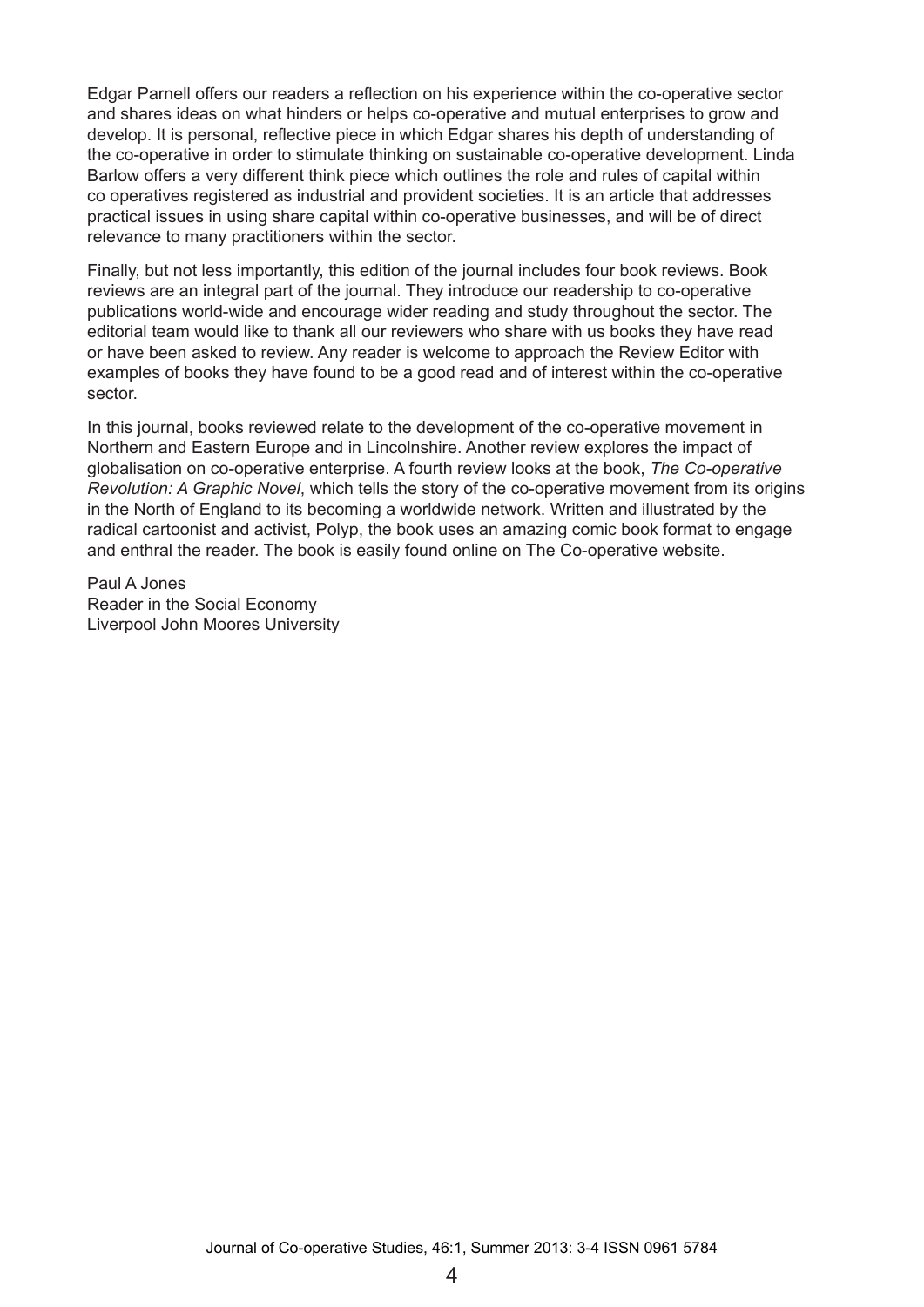Edgar Parnell offers our readers a reflection on his experience within the co-operative sector and shares ideas on what hinders or helps co-operative and mutual enterprises to grow and develop. It is personal, reflective piece in which Edgar shares his depth of understanding of the co-operative in order to stimulate thinking on sustainable co-operative development. Linda Barlow offers a very different think piece which outlines the role and rules of capital within co operatives registered as industrial and provident societies. It is an article that addresses practical issues in using share capital within co-operative businesses, and will be of direct relevance to many practitioners within the sector.

Finally, but not less importantly, this edition of the journal includes four book reviews. Book reviews are an integral part of the journal. They introduce our readership to co-operative publications world-wide and encourage wider reading and study throughout the sector. The editorial team would like to thank all our reviewers who share with us books they have read or have been asked to review. Any reader is welcome to approach the Review Editor with examples of books they have found to be a good read and of interest within the co-operative sector.

In this journal, books reviewed relate to the development of the co-operative movement in Northern and Eastern Europe and in Lincolnshire. Another review explores the impact of globalisation on co-operative enterprise. A fourth review looks at the book, *The Co-operative Revolution: A Graphic Novel*, which tells the story of the co-operative movement from its origins in the North of England to its becoming a worldwide network. Written and illustrated by the radical cartoonist and activist, Polyp, the book uses an amazing comic book format to engage and enthral the reader. The book is easily found online on The Co-operative website.

Paul A Jones
Reader in the Social Economy
Liverpool John Moores University